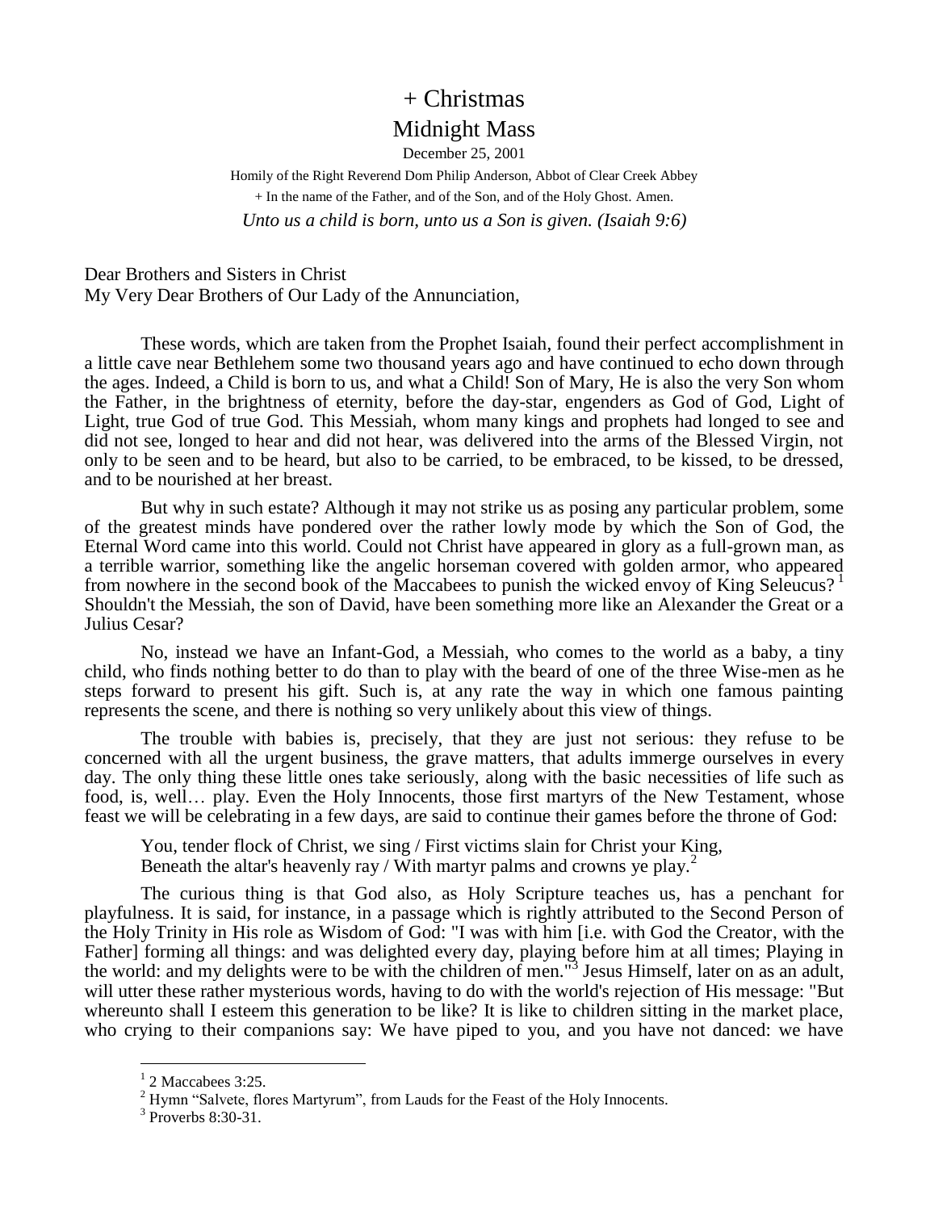# + Christmas

## Midnight Mass

December 25, 2001

Homily of the Right Reverend Dom Philip Anderson, Abbot of Clear Creek Abbey

+ In the name of the Father, and of the Son, and of the Holy Ghost. Amen.

*Unto us a child is born, unto us a Son is given. (Isaiah 9:6)*

Dear Brothers and Sisters in Christ
My Very Dear Brothers of Our Lady of the Annunciation,

These words, which are taken from the Prophet Isaiah, found their perfect accomplishment in a little cave near Bethlehem some two thousand years ago and have continued to echo down through the ages. Indeed, a Child is born to us, and what a Child! Son of Mary, He is also the very Son whom the Father, in the brightness of eternity, before the day-star, engenders as God of God, Light of Light, true God of true God. This Messiah, whom many kings and prophets had longed to see and did not see, longed to hear and did not hear, was delivered into the arms of the Blessed Virgin, not only to be seen and to be heard, but also to be carried, to be embraced, to be kissed, to be dressed, and to be nourished at her breast.

But why in such estate? Although it may not strike us as posing any particular problem, some of the greatest minds have pondered over the rather lowly mode by which the Son of God, the Eternal Word came into this world. Could not Christ have appeared in glory as a full-grown man, as a terrible warrior, something like the angelic horseman covered with golden armor, who appeared from nowhere in the second book of the Maccabees to punish the wicked envoy of King Seleucus? [1] Shouldn't the Messiah, the son of David, have been something more like an Alexander the Great or a Julius Cesar?

No, instead we have an Infant-God, a Messiah, who comes to the world as a baby, a tiny child, who finds nothing better to do than to play with the beard of one of the three Wise-men as he steps forward to present his gift. Such is, at any rate the way in which one famous painting represents the scene, and there is nothing so very unlikely about this view of things.

The trouble with babies is, precisely, that they are just not serious: they refuse to be concerned with all the urgent business, the grave matters, that adults immerge ourselves in every day. The only thing these little ones take seriously, along with the basic necessities of life such as food, is, well… play. Even the Holy Innocents, those first martyrs of the New Testament, whose feast we will be celebrating in a few days, are said to continue their games before the throne of God:

> You, tender flock of Christ, we sing / First victims slain for Christ your King,
> Beneath the altar's heavenly ray / With martyr palms and crowns ye play.[2]

The curious thing is that God also, as Holy Scripture teaches us, has a penchant for playfulness. It is said, for instance, in a passage which is rightly attributed to the Second Person of the Holy Trinity in His role as Wisdom of God: "I was with him [i.e. with God the Creator, with the Father] forming all things: and was delighted every day, playing before him at all times; Playing in the world: and my delights were to be with the children of men."[3] Jesus Himself, later on as an adult, will utter these rather mysterious words, having to do with the world's rejection of His message: "But whereunto shall I esteem this generation to be like? It is like to children sitting in the market place, who crying to their companions say: We have piped to you, and you have not danced: we have

---

[1] 2 Maccabees 3:25.

[2] Hymn "Salvete, flores Martyrum", from Lauds for the Feast of the Holy Innocents.

[3] Proverbs 8:30-31.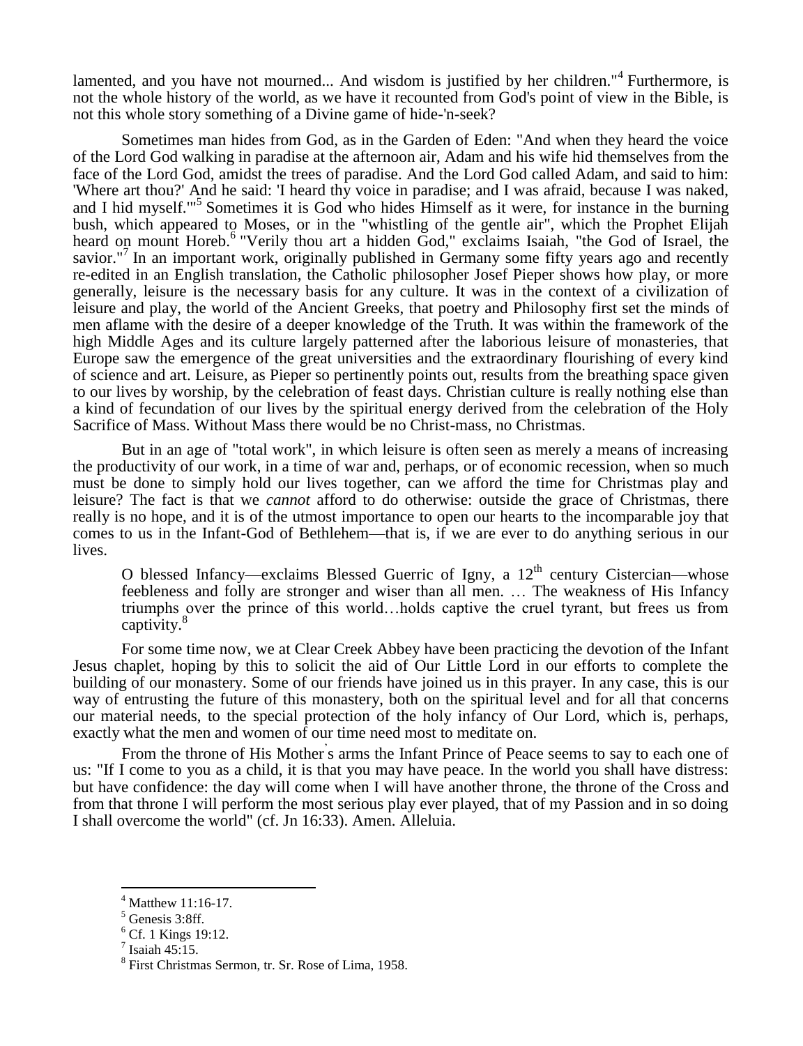lamented, and you have not mourned... And wisdom is justified by her children."[4] Furthermore, is not the whole history of the world, as we have it recounted from God's point of view in the Bible, is not this whole story something of a Divine game of hide-'n-seek?

Sometimes man hides from God, as in the Garden of Eden: "And when they heard the voice of the Lord God walking in paradise at the afternoon air, Adam and his wife hid themselves from the face of the Lord God, amidst the trees of paradise. And the Lord God called Adam, and said to him: 'Where art thou?' And he said: 'I heard thy voice in paradise; and I was afraid, because I was naked, and I hid myself.'"[5] Sometimes it is God who hides Himself as it were, for instance in the burning bush, which appeared to Moses, or in the "whistling of the gentle air", which the Prophet Elijah heard on mount Horeb.[6] "Verily thou art a hidden God," exclaims Isaiah, "the God of Israel, the savior."[7] In an important work, originally published in Germany some fifty years ago and recently re-edited in an English translation, the Catholic philosopher Josef Pieper shows how play, or more generally, leisure is the necessary basis for any culture. It was in the context of a civilization of leisure and play, the world of the Ancient Greeks, that poetry and Philosophy first set the minds of men aflame with the desire of a deeper knowledge of the Truth. It was within the framework of the high Middle Ages and its culture largely patterned after the laborious leisure of monasteries, that Europe saw the emergence of the great universities and the extraordinary flourishing of every kind of science and art. Leisure, as Pieper so pertinently points out, results from the breathing space given to our lives by worship, by the celebration of feast days. Christian culture is really nothing else than a kind of fecundation of our lives by the spiritual energy derived from the celebration of the Holy Sacrifice of Mass. Without Mass there would be no Christ-mass, no Christmas.

But in an age of "total work", in which leisure is often seen as merely a means of increasing the productivity of our work, in a time of war and, perhaps, or of economic recession, when so much must be done to simply hold our lives together, can we afford the time for Christmas play and leisure? The fact is that we *cannot* afford to do otherwise: outside the grace of Christmas, there really is no hope, and it is of the utmost importance to open our hearts to the incomparable joy that comes to us in the Infant-God of Bethlehem—that is, if we are ever to do anything serious in our lives.

> O blessed Infancy—exclaims Blessed Guerric of Igny, a 12th century Cistercian—whose feebleness and folly are stronger and wiser than all men. … The weakness of His Infancy triumphs over the prince of this world…holds captive the cruel tyrant, but frees us from captivity.[8]

For some time now, we at Clear Creek Abbey have been practicing the devotion of the Infant Jesus chaplet, hoping by this to solicit the aid of Our Little Lord in our efforts to complete the building of our monastery. Some of our friends have joined us in this prayer. In any case, this is our way of entrusting the future of this monastery, both on the spiritual level and for all that concerns our material needs, to the special protection of the holy infancy of Our Lord, which is, perhaps, exactly what the men and women of our time need most to meditate on.

From the throne of His Mother's arms the Infant Prince of Peace seems to say to each one of us: "If I come to you as a child, it is that you may have peace. In the world you shall have distress: but have confidence: the day will come when I will have another throne, the throne of the Cross and from that throne I will perform the most serious play ever played, that of my Passion and in so doing I shall overcome the world" (cf. Jn 16:33). Amen. Alleluia.

---

[4] Matthew 11:16-17.

[5] Genesis 3:8ff.

[6] Cf. 1 Kings 19:12.

[7] Isaiah 45:15.

[8] First Christmas Sermon, tr. Sr. Rose of Lima, 1958.